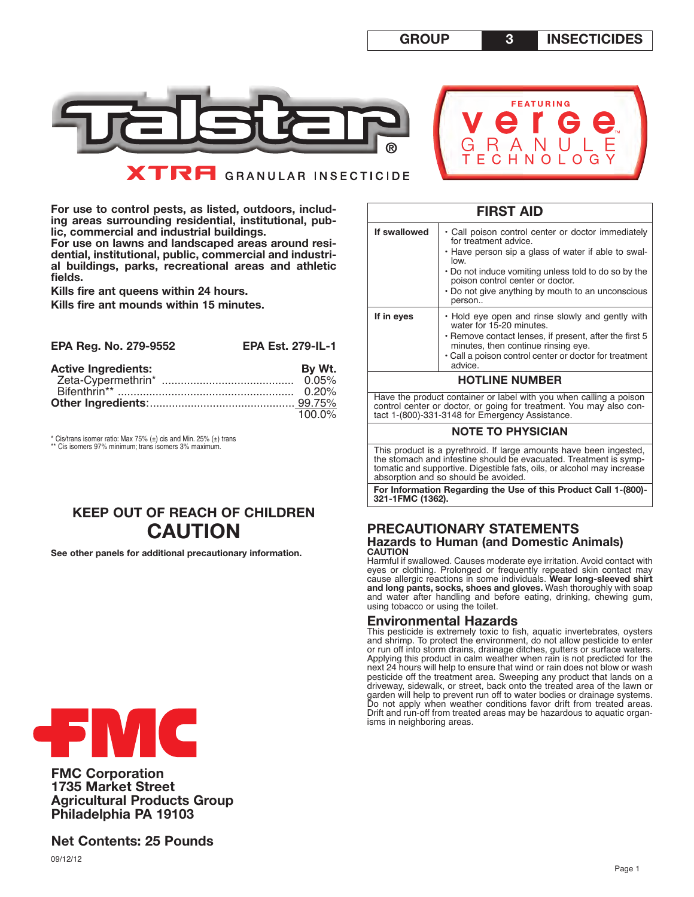**GROUP 3 INSECTICIDES**

# Talstar® XTRA GRANULAR INSECTICIDE

FEATURING verge™ GRANULE TECHNOLOGY

**For use to control pests, as listed, outdoors, including areas surrounding residential, institutional, public, commercial and industrial buildings.**
**For use on lawns and landscaped areas around residential, institutional, public, commercial and industrial buildings, parks, recreational areas and athletic fields.**

**Kills fire ant queens within 24 hours.**

**Kills fire ant mounds within 15 minutes.**

**EPA Reg. No. 279-9552** **EPA Est. 279-IL-1**

| **Active Ingredients:** | **By Wt.** |
|---|---|
| Zeta-Cypermethrin* | 0.05% |
| Bifenthrin** | 0.20% |
| **Other Ingredients**: | 99.75% |
| | 100.0% |

* Cis/trans isomer ratio: Max 75% (±) cis and Min. 25% (±) trans
** Cis isomers 97% minimum; trans isomers 3% maximum.

## KEEP OUT OF REACH OF CHILDREN
## CAUTION

**See other panels for additional precautionary information.**

**FMC Corporation**
**1735 Market Street**
**Agricultural Products Group**
**Philadelphia PA 19103**

**Net Contents: 25 Pounds**

09/12/12

| FIRST AID | |
|---|---|
| **If swallowed** | • Call poison control center or doctor immediately for treatment advice.<br>• Have person sip a glass of water if able to swallow.<br>• Do not induce vomiting unless told to do so by the poison control center or doctor.<br>• Do not give anything by mouth to an unconscious person.. |
| **If in eyes** | • Hold eye open and rinse slowly and gently with water for 15-20 minutes.<br>• Remove contact lenses, if present, after the first 5 minutes, then continue rinsing eye.<br>• Call a poison control center or doctor for treatment advice. |

**HOTLINE NUMBER**

Have the product container or label with you when calling a poison control center or doctor, or going for treatment. You may also contact 1-(800)-331-3148 for Emergency Assistance.

**NOTE TO PHYSICIAN**

This product is a pyrethroid. If large amounts have been ingested, the stomach and intestine should be evacuated. Treatment is symptomatic and supportive. Digestible fats, oils, or alcohol may increase absorption and so should be avoided.

**For Information Regarding the Use of this Product Call 1-(800)-321-1FMC (1362).**

## PRECAUTIONARY STATEMENTS

### Hazards to Human (and Domestic Animals)

**CAUTION**

Harmful if swallowed. Causes moderate eye irritation. Avoid contact with eyes or clothing. Prolonged or frequently repeated skin contact may cause allergic reactions in some individuals. **Wear long-sleeved shirt and long pants, socks, shoes and gloves.** Wash thoroughly with soap and water after handling and before eating, drinking, chewing gum, using tobacco or using the toilet.

### Environmental Hazards

This pesticide is extremely toxic to fish, aquatic invertebrates, oysters and shrimp. To protect the environment, do not allow pesticide to enter or run off into storm drains, drainage ditches, gutters or surface waters. Applying this product in calm weather when rain is not predicted for the next 24 hours will help to ensure that wind or rain does not blow or wash pesticide off the treatment area. Sweeping any product that lands on a driveway, sidewalk, or street, back onto the treated area of the lawn or garden will help to prevent run off to water bodies or drainage systems. Do not apply when weather conditions favor drift from treated areas. Drift and run-off from treated areas may be hazardous to aquatic organisms in neighboring areas.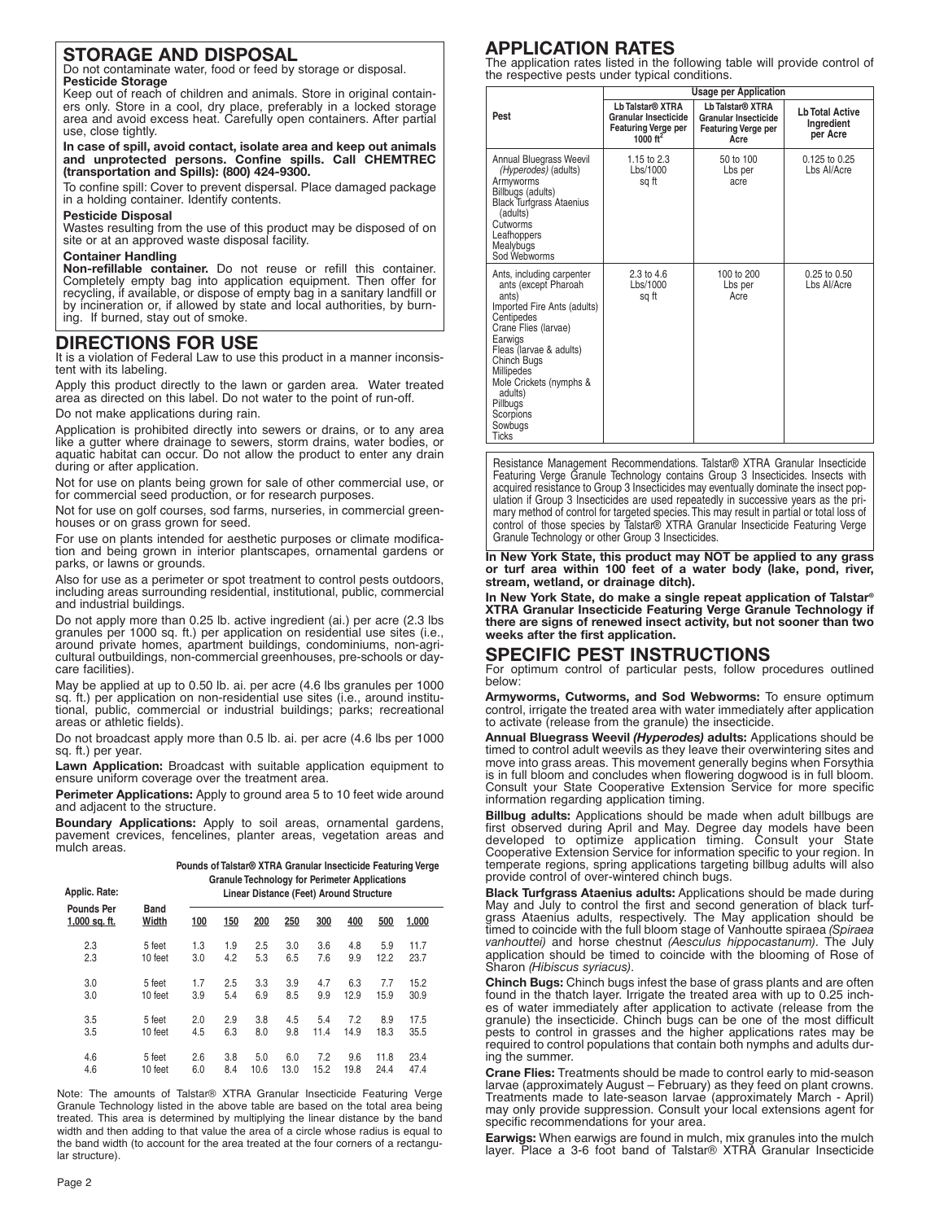## STORAGE AND DISPOSAL

Do not contaminate water, food or feed by storage or disposal.

**Pesticide Storage**

Keep out of reach of children and animals. Store in original containers only. Store in a cool, dry place, preferably in a locked storage area and avoid excess heat. Carefully open containers. After partial use, close tightly.

**In case of spill, avoid contact, isolate area and keep out animals and unprotected persons. Confine spills. Call CHEMTREC (transportation and Spills): (800) 424-9300.**

To confine spill: Cover to prevent dispersal. Place damaged package in a holding container. Identify contents.

**Pesticide Disposal**

Wastes resulting from the use of this product may be disposed of on site or at an approved waste disposal facility.

**Container Handling**

**Non-refillable container.** Do not reuse or refill this container. Completely empty bag into application equipment. Then offer for recycling, if available, or dispose of empty bag in a sanitary landfill or by incineration or, if allowed by state and local authorities, by burning. If burned, stay out of smoke.

## DIRECTIONS FOR USE

It is a violation of Federal Law to use this product in a manner inconsistent with its labeling.

Apply this product directly to the lawn or garden area. Water treated area as directed on this label. Do not water to the point of run-off.

Do not make applications during rain.

Application is prohibited directly into sewers or drains, or to any area like a gutter where drainage to sewers, storm drains, water bodies, or aquatic habitat can occur. Do not allow the product to enter any drain during or after application.

Not for use on plants being grown for sale of other commercial use, or for commercial seed production, or for research purposes.

Not for use on golf courses, sod farms, nurseries, in commercial greenhouses or on grass grown for seed.

For use on plants intended for aesthetic purposes or climate modification and being grown in interior plantscapes, ornamental gardens or parks, or lawns or grounds.

Also for use as a perimeter or spot treatment to control pests outdoors, including areas surrounding residential, institutional, public, commercial and industrial buildings.

Do not apply more than 0.25 lb. active ingredient (ai.) per acre (2.3 lbs granules per 1000 sq. ft.) per application on residential use sites (i.e., around private homes, apartment buildings, condominiums, non-agricultural outbuildings, non-commercial greenhouses, pre-schools or daycare facilities).

May be applied at up to 0.50 lb. ai. per acre (4.6 lbs granules per 1000 sq. ft.) per application on non-residential use sites (i.e., around institutional, public, commercial or industrial buildings; parks; recreational areas or athletic fields).

Do not broadcast apply more than 0.5 lb. ai. per acre (4.6 lbs per 1000 sq. ft.) per year.

**Lawn Application:** Broadcast with suitable application equipment to ensure uniform coverage over the treatment area.

**Perimeter Applications:** Apply to ground area 5 to 10 feet wide around and adjacent to the structure.

**Boundary Applications:** Apply to soil areas, ornamental gardens, pavement crevices, fencelines, planter areas, vegetation areas and mulch areas.

| Applic. Rate: | | Pounds of Talstar® XTRA Granular Insecticide Featuring Verge Granule Technology for Perimeter Applications Linear Distance (Feet) Around Structure | | | | | | | |
|---|---|---|---|---|---|---|---|---|---|
| Pounds Per 1,000 sq. ft. | Band Width | 100 | 150 | 200 | 250 | 300 | 400 | 500 | 1,000 |
| 2.3 | 5 feet | 1.3 | 1.9 | 2.5 | 3.0 | 3.6 | 4.8 | 5.9 | 11.7 |
| 2.3 | 10 feet | 3.0 | 4.2 | 5.3 | 6.5 | 7.6 | 9.9 | 12.2 | 23.7 |
| 3.0 | 5 feet | 1.7 | 2.5 | 3.3 | 3.9 | 4.7 | 6.3 | 7.7 | 15.2 |
| 3.0 | 10 feet | 3.9 | 5.4 | 6.9 | 8.5 | 9.9 | 12.9 | 15.9 | 30.9 |
| 3.5 | 5 feet | 2.0 | 2.9 | 3.8 | 4.5 | 5.4 | 7.2 | 8.9 | 17.5 |
| 3.5 | 10 feet | 4.5 | 6.3 | 8.0 | 9.8 | 11.4 | 14.9 | 18.3 | 35.5 |
| 4.6 | 5 feet | 2.6 | 3.8 | 5.0 | 6.0 | 7.2 | 9.6 | 11.8 | 23.4 |
| 4.6 | 10 feet | 6.0 | 8.4 | 10.6 | 13.0 | 15.2 | 19.8 | 24.4 | 47.4 |

Note: The amounts of Talstar® XTRA Granular Insecticide Featuring Verge Granule Technology listed in the above table are based on the total area being treated. This area is determined by multiplying the linear distance by the band width and then adding to that value the area of a circle whose radius is equal to the band width (to account for the area treated at the four corners of a rectangular structure).

## APPLICATION RATES

The application rates listed in the following table will provide control of the respective pests under typical conditions.

| Pest | Usage per Application | | |
|---|---|---|---|
| | Lb Talstar® XTRA Granular Insecticide Featuring Verge per 1000 $ft^2$ | Lb Talstar® XTRA Granular Insecticide Featuring Verge per Acre | Lb Total Active Ingredient per Acre |
| Annual Bluegrass Weevil (*Hyperodes*) (adults), Armyworms, Billbugs (adults), Black Turfgrass Ataenius (adults), Cutworms, Leafhoppers, Mealybugs, Sod Webworms | 1.15 to 2.3 Lbs/1000 sq ft | 50 to 100 Lbs per acre | 0.125 to 0.25 Lbs AI/Acre |
| Ants, including carpenter ants (except Pharoah ants), Imported Fire Ants (adults), Centipedes, Crane Flies (larvae), Earwigs, Fleas (larvae & adults), Chinch Bugs, Millipedes, Mole Crickets (nymphs & adults), Pillbugs, Scorpions, Sowbugs, Ticks | 2.3 to 4.6 Lbs/1000 sq ft | 100 to 200 Lbs per Acre | 0.25 to 0.50 Lbs AI/Acre |

Resistance Management Recommendations. Talstar® XTRA Granular Insecticide Featuring Verge Granule Technology contains Group 3 Insecticides. Insects with acquired resistance to Group 3 Insecticides may eventually dominate the insect population if Group 3 Insecticides are used repeatedly in successive years as the primary method of control for targeted species. This may result in partial or total loss of control of those species by Talstar® XTRA Granular Insecticide Featuring Verge Granule Technology or other Group 3 Insecticides.

**In New York State, this product may NOT be applied to any grass or turf area within 100 feet of a water body (lake, pond, river, stream, wetland, or drainage ditch).**

**In New York State, do make a single repeat application of Talstar® XTRA Granular Insecticide Featuring Verge Granule Technology if there are signs of renewed insect activity, but not sooner than two weeks after the first application.**

## SPECIFIC PEST INSTRUCTIONS

For optimum control of particular pests, follow procedures outlined below:

**Armyworms, Cutworms, and Sod Webworms:** To ensure optimum control, irrigate the treated area with water immediately after application to activate (release from the granule) the insecticide.

**Annual Bluegrass Weevil *(Hyperodes)* adults:** Applications should be timed to control adult weevils as they leave their overwintering sites and move into grass areas. This movement generally begins when Forsythia is in full bloom and concludes when flowering dogwood is in full bloom. Consult your State Cooperative Extension Service for more specific information regarding application timing.

**Billbug adults:** Applications should be made when adult billbugs are first observed during April and May. Degree day models have been developed to optimize application timing. Consult your State Cooperative Extension Service for information specific to your region. In temperate regions, spring applications targeting billbug adults will also provide control of over-wintered chinch bugs.

**Black Turfgrass Ataenius adults:** Applications should be made during May and July to control the first and second generation of black turfgrass Ataenius adults, respectively. The May application should be timed to coincide with the full bloom stage of Vanhoutte spiraea *(Spiraea vanhouttei)* and horse chestnut *(Aesculus hippocastanum)*. The July application should be timed to coincide with the blooming of Rose of Sharon *(Hibiscus syriacus)*.

**Chinch Bugs:** Chinch bugs infest the base of grass plants and are often found in the thatch layer. Irrigate the treated area with up to 0.25 inches of water immediately after application to activate (release from the granule) the insecticide. Chinch bugs can be one of the most difficult pests to control in grasses and the higher applications rates may be required to control populations that contain both nymphs and adults during the summer.

**Crane Flies:** Treatments should be made to control early to mid-season larvae (approximately August – February) as they feed on plant crowns. Treatments made to late-season larvae (approximately March - April) may only provide suppression. Consult your local extensions agent for specific recommendations for your area.

**Earwigs:** When earwigs are found in mulch, mix granules into the mulch layer. Place a 3-6 foot band of Talstar® XTRA Granular Insecticide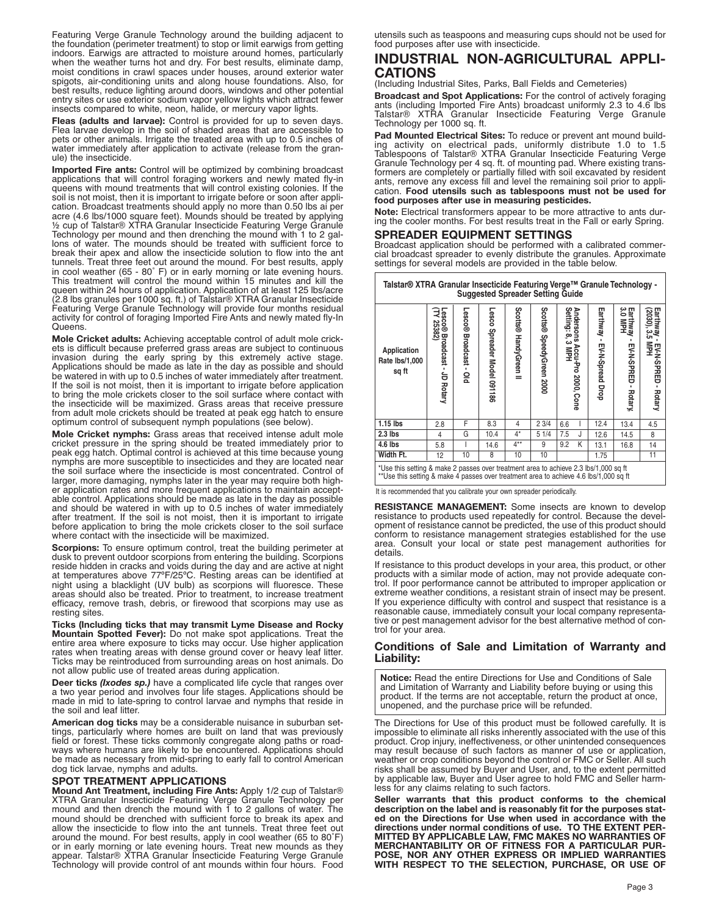Featuring Verge Granule Technology around the building adjacent to the foundation (perimeter treatment) to stop or limit earwigs from getting indoors. Earwigs are attracted to moisture around homes, particularly when the weather turns hot and dry. For best results, eliminate damp, moist conditions in crawl spaces under houses, around exterior water spigots, air-conditioning units and along house foundations. Also, for best results, reduce lighting around doors, windows and other potential entry sites or use exterior sodium vapor yellow lights which attract fewer insects compared to white, neon, halide, or mercury vapor lights.

**Fleas (adults and larvae):** Control is provided for up to seven days. Flea larvae develop in the soil of shaded areas that are accessible to pets or other animals. Irrigate the treated area with up to 0.5 inches of water immediately after application to activate (release from the granule) the insecticide.

**Imported Fire ants:** Control will be optimized by combining broadcast applications that will control foraging workers and newly mated fly-in queens with mound treatments that will control existing colonies. If the soil is not moist, then it is important to irrigate before or soon after application. Broadcast treatments should apply no more than 0.50 lbs ai per acre (4.6 lbs/1000 square feet). Mounds should be treated by applying ½ cup of Talstar® XTRA Granular Insecticide Featuring Verge Granule Technology per mound and then drenching the mound with 1 to 2 gallons of water. The mounds should be treated with sufficient force to break their apex and allow the insecticide solution to flow into the ant tunnels. Treat three feet out around the mound. For best results, apply in cool weather (65 - 80˚ F) or in early morning or late evening hours. This treatment will control the mound within 15 minutes and kill the queen within 24 hours of application. Application of at least 125 lbs/acre (2.8 lbs granules per 1000 sq. ft.) of Talstar® XTRA Granular Insecticide Featuring Verge Granule Technology will provide four months residual activity for control of foraging Imported Fire Ants and newly mated fly-In Queens.

**Mole Cricket adults:** Achieving acceptable control of adult mole crickets is difficult because preferred grass areas are subject to continuous invasion during the early spring by this extremely active stage. Applications should be made as late in the day as possible and should be watered in with up to 0.5 inches of water immediately after treatment. If the soil is not moist, then it is important to irrigate before application to bring the mole crickets closer to the soil surface where contact with the insecticide will be maximized. Grass areas that receive pressure from adult mole crickets should be treated at peak egg hatch to ensure optimum control of subsequent nymph populations (see below).

**Mole Cricket nymphs:** Grass areas that received intense adult mole cricket pressure in the spring should be treated immediately prior to peak egg hatch. Optimal control is achieved at this time because young nymphs are more susceptible to insecticides and they are located near the soil surface where the insecticide is most concentrated. Control of larger, more damaging, nymphs later in the year may require both higher application rates and more frequent applications to maintain acceptable control. Applications should be made as late in the day as possible and should be watered in with up to 0.5 inches of water immediately after treatment. If the soil is not moist, then it is important to irrigate before application to bring the mole crickets closer to the soil surface where contact with the insecticide will be maximized.

**Scorpions:** To ensure optimum control, treat the building perimeter at dusk to prevent outdoor scorpions from entering the building. Scorpions reside hidden in cracks and voids during the day and are active at night at temperatures above 77ºF/25ºC. Resting areas can be identified at night using a blacklight (UV bulb) as scorpions will fluoresce. These areas should also be treated. Prior to treatment, to increase treatment efficacy, remove trash, debris, or firewood that scorpions may use as resting sites.

**Ticks (Including ticks that may transmit Lyme Disease and Rocky Mountain Spotted Fever):** Do not make spot applications. Treat the entire area where exposure to ticks may occur. Use higher application rates when treating areas with dense ground cover or heavy leaf litter. Ticks may be reintroduced from surrounding areas on host animals. Do not allow public use of treated areas during application.

**Deer ticks *(Ixodes sp.)*** have a complicated life cycle that ranges over a two year period and involves four life stages. Applications should be made in mid to late-spring to control larvae and nymphs that reside in the soil and leaf litter.

**American dog ticks** may be a considerable nuisance in suburban settings, particularly where homes are built on land that was previously field or forest. These ticks commonly congregate along paths or roadways where humans are likely to be encountered. Applications should be made as necessary from mid-spring to early fall to control American dog tick larvae, nymphs and adults.

## SPOT TREATMENT APPLICATIONS

**Mound Ant Treatment, including Fire Ants:** Apply 1/2 cup of Talstar® XTRA Granular Insecticide Featuring Verge Granule Technology per mound and then drench the mound with 1 to 2 gallons of water. The mound should be drenched with sufficient force to break its apex and allow the insecticide to flow into the ant tunnels. Treat three feet out around the mound. For best results, apply in cool weather (65 to 80˚F) or in early morning or late evening hours. Treat new mounds as they appear. Talstar® XTRA Granular Insecticide Featuring Verge Granule Technology will provide control of ant mounds within four hours. Food utensils such as teaspoons and measuring cups should not be used for food purposes after use with insecticide.

## INDUSTRIAL NON-AGRICULTURAL APPLICATIONS

(Including Industrial Sites, Parks, Ball Fields and Cemeteries)

**Broadcast and Spot Applications:** For the control of actively foraging ants (including Imported Fire Ants) broadcast uniformly 2.3 to 4.6 lbs Talstar® XTRA Granular Insecticide Featuring Verge Granule Technology per 1000 sq. ft.

**Pad Mounted Electrical Sites:** To reduce or prevent ant mound building activity on electrical pads, uniformly distribute 1.0 to 1.5 Tablespoons of Talstar® XTRA Granular Insecticide Featuring Verge Granule Technology per 4 sq. ft. of mounting pad. Where existing transformers are completely or partially filled with soil excavated by resident ants, remove any excess fill and level the remaining soil prior to application. **Food utensils such as tablespoons must not be used for food purposes after use in measuring pesticides.**

**Note:** Electrical transformers appear to be more attractive to ants during the cooler months. For best results treat in the Fall or early Spring.

## SPREADER EQUIPMENT SETTINGS

Broadcast application should be performed with a calibrated commercial broadcast spreader to evenly distribute the granules. Approximate settings for several models are provided in the table below.

**Talstar® XTRA Granular Insecticide Featuring Verge™ Granule Technology - Suggested Spreader Setting Guide**

| Application Rate lbs/1,000 sq ft | Lesco® Broadcast - JD Rotary (TY 25382) | Lesco® Broadcast - Old | Lesco Spreader Model 09186 | Scotts® HandyGreen II | Scotts® SpeedyGreen 2000 | Andersons Accu-Pro 2000, Cone Setting: 8, 3 MPH | | Earthway - EV-N-Spread Drop | Earthway - EV-N-SPRED - Rotary, 3.0 MPH | Earthway - EV-N-SPRED - Rotary (2030), 3.5 MPH |
|---|---|---|---|---|---|---|---|---|---|---|
| 1.15 lbs | 2.8 | F | 8.3 | 4 | 2 3/4 | 6.6 | I | 12.4 | 13.4 | 4.5 |
| 2.3 lbs | 4 | G | 10.4 | 4* | 5 1/4 | 7.5 | J | 12.6 | 14.5 | 8 |
| 4.6 lbs | 5.8 | I | 14.6 | 4** | 9 | 9.2 | K | 13.1 | 16.8 | 14 |
| Width Ft. | 12 | 10 | 8 | 10 | 10 | | | 1.75 | | 11 |

*Use this setting & make 2 passes over treatment area to achieve 2.3 lbs/1,000 sq ft
**Use this setting & make 4 passes over treatment area to achieve 4.6 lbs/1,000 sq ft

It is recommended that you calibrate your own spreader periodically.

**RESISTANCE MANAGEMENT:** Some insects are known to develop resistance to products used repeatedly for control. Because the development of resistance cannot be predicted, the use of this product should conform to resistance management strategies established for the use area. Consult your local or state pest management authorities for details.

If resistance to this product develops in your area, this product, or other products with a similar mode of action, may not provide adequate control. If poor performance cannot be attributed to improper application or extreme weather conditions, a resistant strain of insect may be present. If you experience difficulty with control and suspect that resistance is a reasonable cause, immediately consult your local company representative or pest management advisor for the best alternative method of control for your area.

### Conditions of Sale and Limitation of Warranty and Liability:

**Notice:** Read the entire Directions for Use and Conditions of Sale and Limitation of Warranty and Liability before buying or using this product. If the terms are not acceptable, return the product at once, unopened, and the purchase price will be refunded.

The Directions for Use of this product must be followed carefully. It is impossible to eliminate all risks inherently associated with the use of this product. Crop injury, ineffectiveness, or other unintended consequences may result because of such factors as manner of use or application, weather or crop conditions beyond the control or FMC or Seller. All such risks shall be assumed by Buyer and User, and, to the extent permitted by applicable law, Buyer and User agree to hold FMC and Seller harmless for any claims relating to such factors.

**Seller warrants that this product conforms to the chemical description on the label and is reasonably fit for the purposes stated on the Directions for Use when used in accordance with the directions under normal conditions of use. TO THE EXTENT PERMITTED BY APPLICABLE LAW, FMC MAKES NO WARRANTIES OF MERCHANTABILITY OR OF FITNESS FOR A PARTICULAR PURPOSE, NOR ANY OTHER EXPRESS OR IMPLIED WARRANTIES WITH RESPECT TO THE SELECTION, PURCHASE, OR USE OF**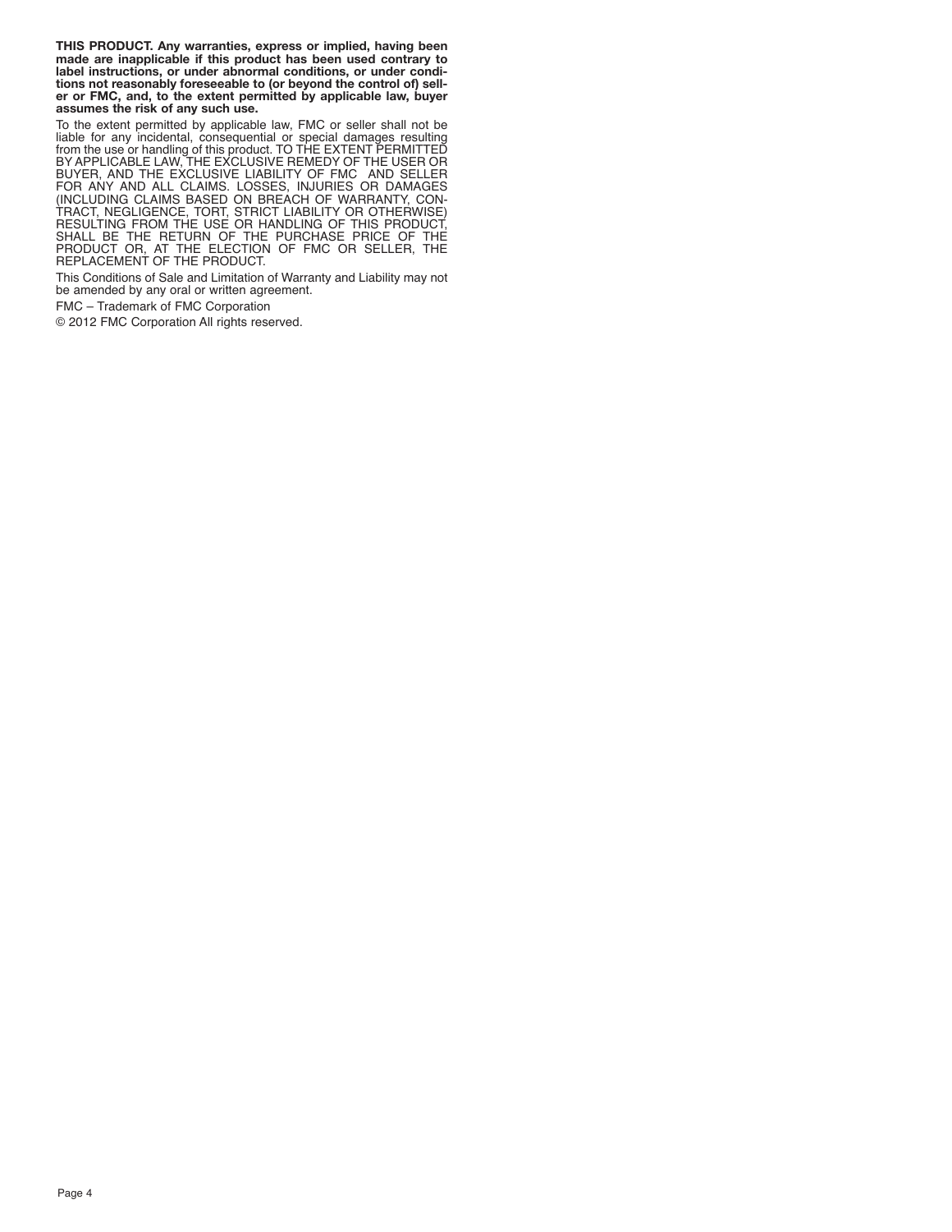**THIS PRODUCT. Any warranties, express or implied, having been made are inapplicable if this product has been used contrary to label instructions, or under abnormal conditions, or under conditions not reasonably foreseeable to (or beyond the control of) seller or FMC, and, to the extent permitted by applicable law, buyer assumes the risk of any such use.**

To the extent permitted by applicable law, FMC or seller shall not be liable for any incidental, consequential or special damages resulting from the use or handling of this product. TO THE EXTENT PERMITTED BY APPLICABLE LAW, THE EXCLUSIVE REMEDY OF THE USER OR BUYER, AND THE EXCLUSIVE LIABILITY OF FMC AND SELLER FOR ANY AND ALL CLAIMS. LOSSES, INJURIES OR DAMAGES (INCLUDING CLAIMS BASED ON BREACH OF WARRANTY, CONTRACT, NEGLIGENCE, TORT, STRICT LIABILITY OR OTHERWISE) RESULTING FROM THE USE OR HANDLING OF THIS PRODUCT, SHALL BE THE RETURN OF THE PURCHASE PRICE OF THE PRODUCT OR, AT THE ELECTION OF FMC OR SELLER, THE REPLACEMENT OF THE PRODUCT.

This Conditions of Sale and Limitation of Warranty and Liability may not be amended by any oral or written agreement.

FMC – Trademark of FMC Corporation

© 2012 FMC Corporation All rights reserved.